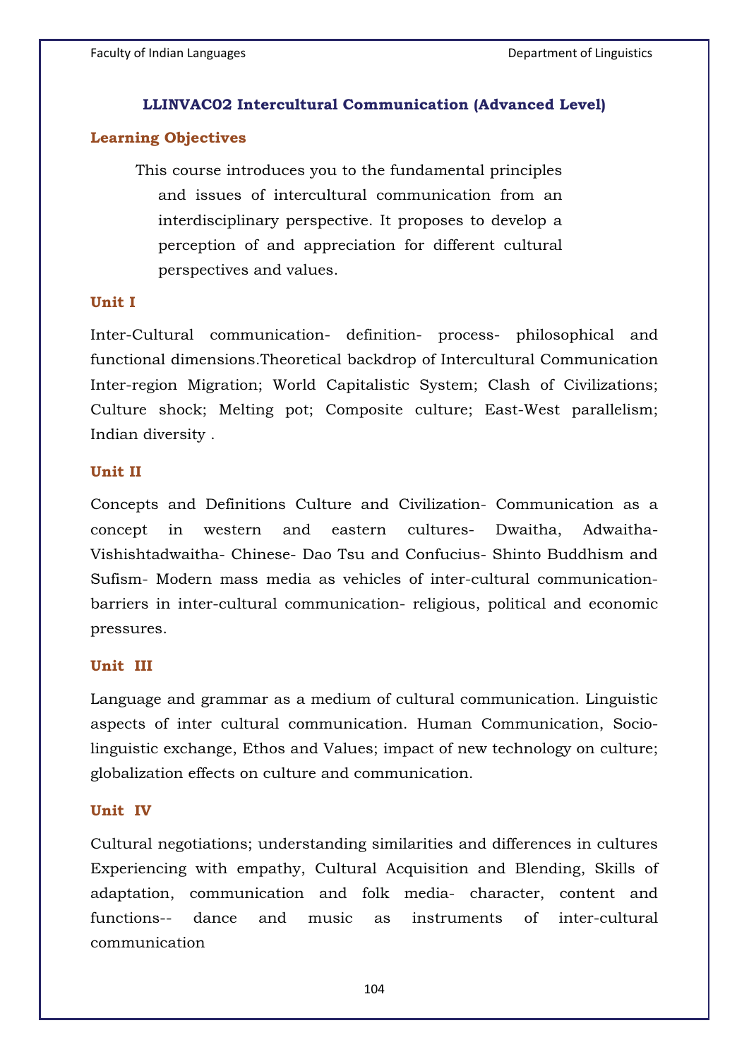## LLINVAC02 Intercultural Communication (Advanced Level)

### Learning Objectives

This course introduces you to the fundamental principles and issues of intercultural communication from an interdisciplinary perspective. It proposes to develop a perception of and appreciation for different cultural perspectives and values.

### Unit I

Inter-Cultural communication- definition- process- philosophical and functional dimensions.Theoretical backdrop of Intercultural Communication Inter-region Migration; World Capitalistic System; Clash of Civilizations; Culture shock; Melting pot; Composite culture; East-West parallelism; Indian diversity .

### Unit II

Concepts and Definitions Culture and Civilization- Communication as a concept in western and eastern cultures- Dwaitha, Adwaitha- Vishishtadwaitha- Chinese- Dao Tsu and Confucius- Shinto Buddhism and Sufism- Modern mass media as vehicles of inter-cultural communication- barriers in inter-cultural communication- religious, political and economic pressures.

### Unit III

Language and grammar as a medium of cultural communication. Linguistic aspects of inter cultural communication. Human Communication, Socio-linguistic exchange, Ethos and Values; impact of new technology on culture; globalization effects on culture and communication.

### Unit IV

Cultural negotiations; understanding similarities and differences in cultures Experiencing with empathy, Cultural Acquisition and Blending, Skills of adaptation, communication and folk media- character, content and functions-- dance and music as instruments of inter-cultural communication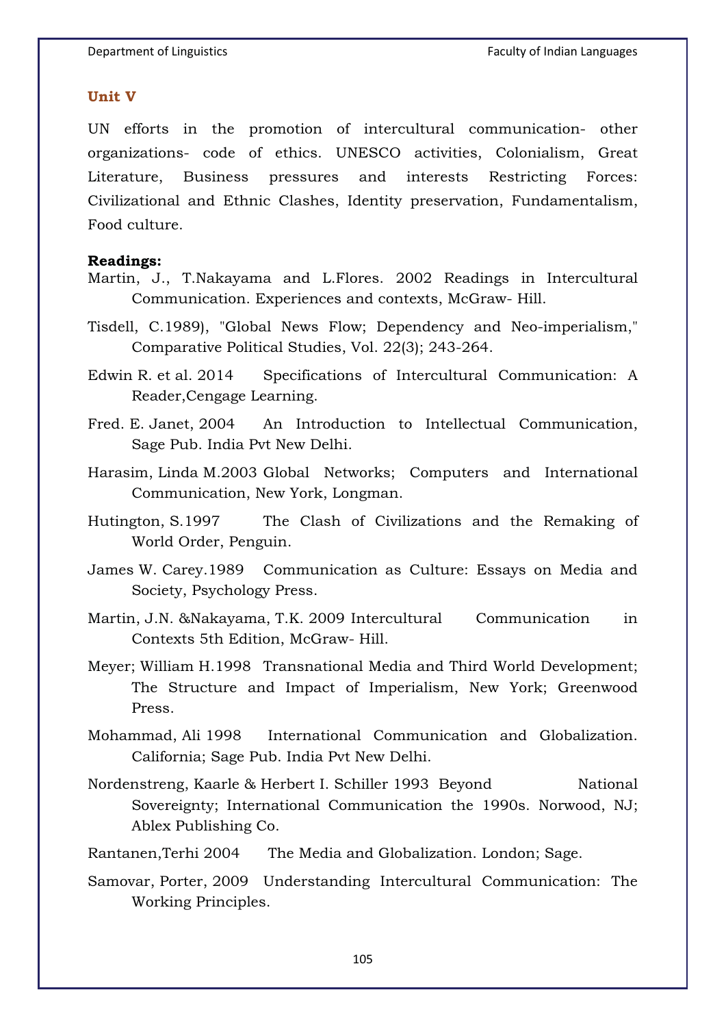### Unit V

UN efforts in the promotion of intercultural communication- other organizations- code of ethics. UNESCO activities, Colonialism, Great Literature, Business pressures and interests Restricting Forces: Civilizational and Ethnic Clashes, Identity preservation, Fundamentalism, Food culture.

**Readings:**

Martin, J., T.Nakayama and L.Flores. 2002 Readings in Intercultural Communication. Experiences and contexts, McGraw- Hill.

Tisdell, C.1989), "Global News Flow; Dependency and Neo-imperialism," Comparative Political Studies, Vol. 22(3); 243-264.

Edwin R. et al. 2014 Specifications of Intercultural Communication: A Reader,Cengage Learning.

Fred. E. Janet, 2004 An Introduction to Intellectual Communication, Sage Pub. India Pvt New Delhi.

Harasim, Linda M.2003 Global Networks; Computers and International Communication, New York, Longman.

Hutington, S.1997 The Clash of Civilizations and the Remaking of World Order, Penguin.

James W. Carey.1989 Communication as Culture: Essays on Media and Society, Psychology Press.

Martin, J.N. &Nakayama, T.K. 2009 Intercultural Communication in Contexts 5th Edition, McGraw- Hill.

Meyer; William H.1998 Transnational Media and Third World Development; The Structure and Impact of Imperialism, New York; Greenwood Press.

Mohammad, Ali 1998 International Communication and Globalization. California; Sage Pub. India Pvt New Delhi.

Nordenstreng, Kaarle & Herbert I. Schiller 1993 Beyond National Sovereignty; International Communication the 1990s. Norwood, NJ; Ablex Publishing Co.

Rantanen,Terhi 2004 The Media and Globalization. London; Sage.

Samovar, Porter, 2009 Understanding Intercultural Communication: The Working Principles.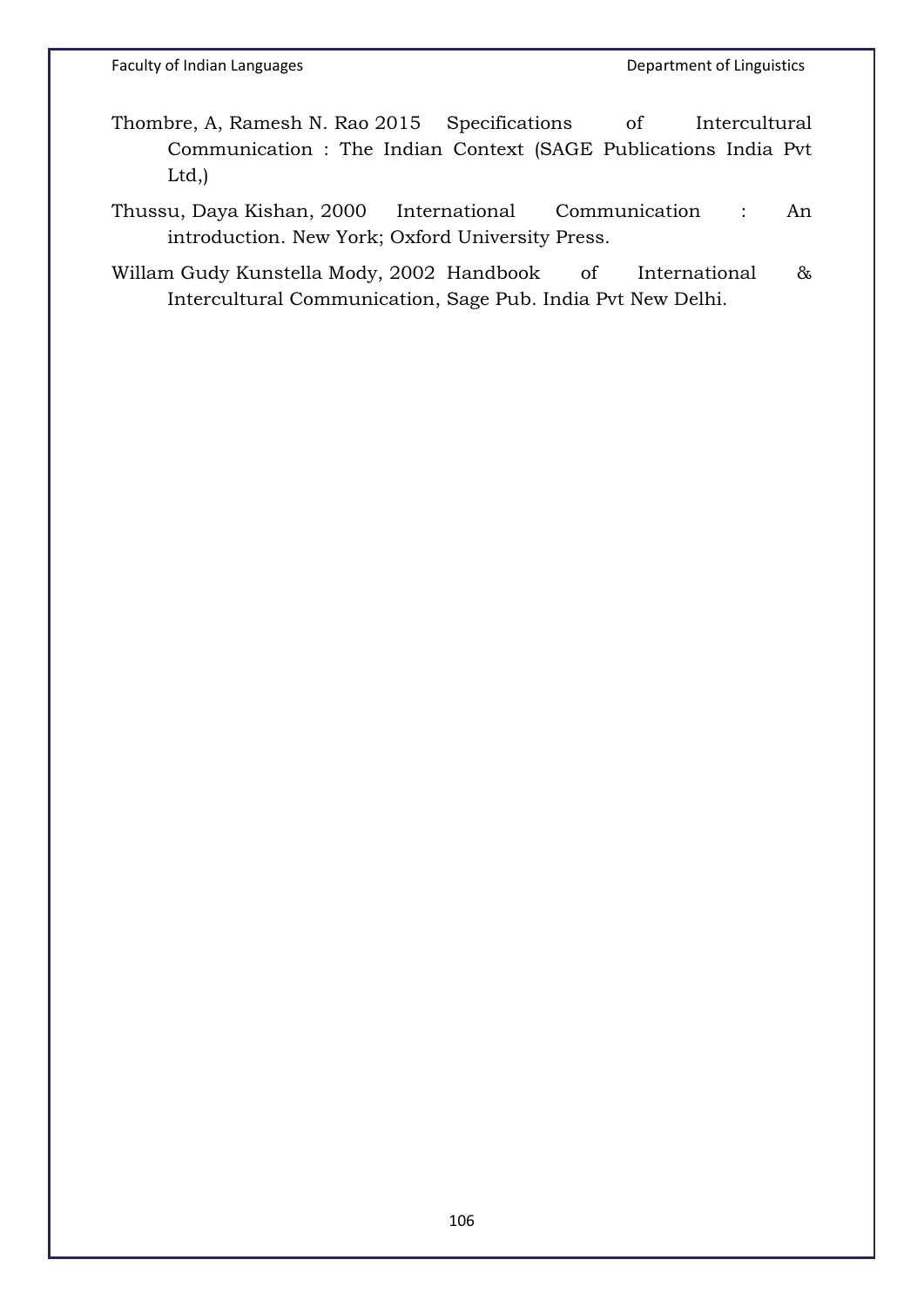Thombre, A, Ramesh N. Rao 2015 Specifications of Intercultural Communication : The Indian Context (SAGE Publications India Pvt Ltd,)

Thussu, Daya Kishan, 2000 International Communication : An introduction. New York; Oxford University Press.

Willam Gudy Kunstella Mody, 2002 Handbook of International & Intercultural Communication, Sage Pub. India Pvt New Delhi.